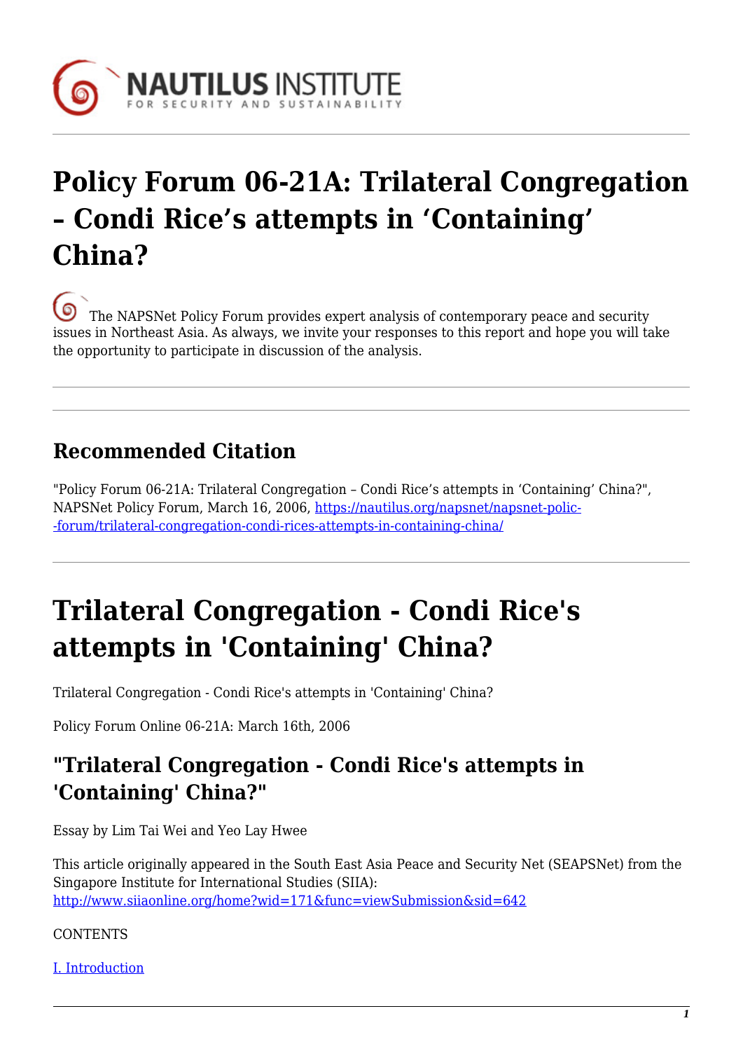# Policy Forum 06-21A: Trilateral Congregation – Condi Rice's attempts in 'Containing' China?

The NAPSNet Policy Forum provides expert analysis of contemporary peace and security issues in Northeast Asia. As always, we invite your responses to this report and hope you will take the opportunity to participate in discussion of the analysis.

---

## Recommended Citation

"Policy Forum 06-21A: Trilateral Congregation – Condi Rice's attempts in 'Containing' China?", NAPSNet Policy Forum, March 16, 2006, [https://nautilus.org/napsnet/napsnet-policy-forum/trilateral-congregation-condi-rices-attempts-in-containing-china/](https://nautilus.org/napsnet/napsnet-policy-forum/trilateral-congregation-condi-rices-attempts-in-containing-china/)

---

# Trilateral Congregation - Condi Rice's attempts in 'Containing' China?

Trilateral Congregation - Condi Rice's attempts in 'Containing' China?

Policy Forum Online 06-21A: March 16th, 2006

## "Trilateral Congregation - Condi Rice's attempts in 'Containing' China?"

Essay by Lim Tai Wei and Yeo Lay Hwee

This article originally appeared in the South East Asia Peace and Security Net (SEAPSNet) from the Singapore Institute for International Studies (SIIA): [http://www.siiaonline.org/home?wid=171&func=viewSubmission&sid=642](http://www.siiaonline.org/home?wid=171&func=viewSubmission&sid=642)

CONTENTS

I. Introduction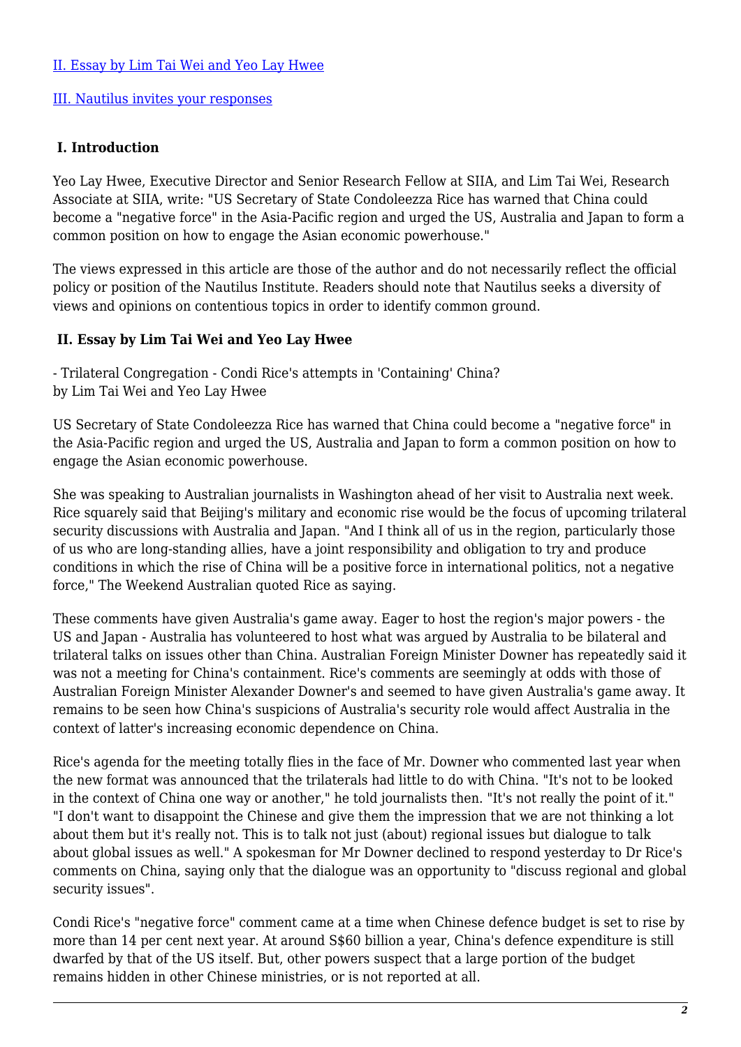[II. Essay by Lim Tai Wei and Yeo Lay Hwee](#)

[III. Nautilus invites your responses](#)

### I. Introduction

Yeo Lay Hwee, Executive Director and Senior Research Fellow at SIIA, and Lim Tai Wei, Research Associate at SIIA, write: "US Secretary of State Condoleezza Rice has warned that China could become a "negative force" in the Asia-Pacific region and urged the US, Australia and Japan to form a common position on how to engage the Asian economic powerhouse."

The views expressed in this article are those of the author and do not necessarily reflect the official policy or position of the Nautilus Institute. Readers should note that Nautilus seeks a diversity of views and opinions on contentious topics in order to identify common ground.

### II. Essay by Lim Tai Wei and Yeo Lay Hwee

- Trilateral Congregation - Condi Rice's attempts in 'Containing' China?
by Lim Tai Wei and Yeo Lay Hwee

US Secretary of State Condoleezza Rice has warned that China could become a "negative force" in the Asia-Pacific region and urged the US, Australia and Japan to form a common position on how to engage the Asian economic powerhouse.

She was speaking to Australian journalists in Washington ahead of her visit to Australia next week. Rice squarely said that Beijing's military and economic rise would be the focus of upcoming trilateral security discussions with Australia and Japan. "And I think all of us in the region, particularly those of us who are long-standing allies, have a joint responsibility and obligation to try and produce conditions in which the rise of China will be a positive force in international politics, not a negative force," The Weekend Australian quoted Rice as saying.

These comments have given Australia's game away. Eager to host the region's major powers - the US and Japan - Australia has volunteered to host what was argued by Australia to be bilateral and trilateral talks on issues other than China. Australian Foreign Minister Downer has repeatedly said it was not a meeting for China's containment. Rice's comments are seemingly at odds with those of Australian Foreign Minister Alexander Downer's and seemed to have given Australia's game away. It remains to be seen how China's suspicions of Australia's security role would affect Australia in the context of latter's increasing economic dependence on China.

Rice's agenda for the meeting totally flies in the face of Mr. Downer who commented last year when the new format was announced that the trilaterals had little to do with China. "It's not to be looked in the context of China one way or another," he told journalists then. "It's not really the point of it." "I don't want to disappoint the Chinese and give them the impression that we are not thinking a lot about them but it's really not. This is to talk not just (about) regional issues but dialogue to talk about global issues as well." A spokesman for Mr Downer declined to respond yesterday to Dr Rice's comments on China, saying only that the dialogue was an opportunity to "discuss regional and global security issues".

Condi Rice's "negative force" comment came at a time when Chinese defence budget is set to rise by more than 14 per cent next year. At around S$60 billion a year, China's defence expenditure is still dwarfed by that of the US itself. But, other powers suspect that a large portion of the budget remains hidden in other Chinese ministries, or is not reported at all.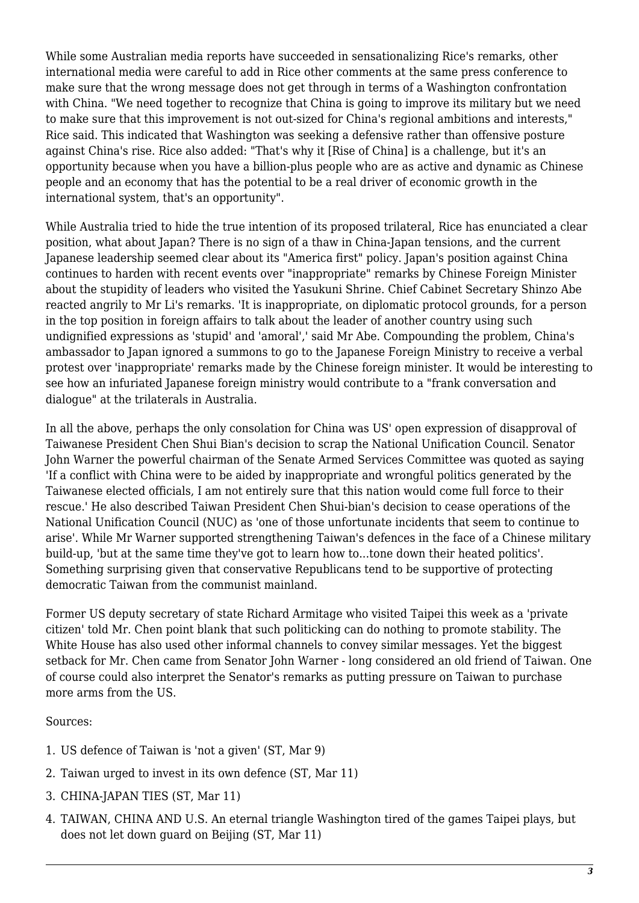While some Australian media reports have succeeded in sensationalizing Rice's remarks, other international media were careful to add in Rice other comments at the same press conference to make sure that the wrong message does not get through in terms of a Washington confrontation with China. "We need together to recognize that China is going to improve its military but we need to make sure that this improvement is not out-sized for China's regional ambitions and interests," Rice said. This indicated that Washington was seeking a defensive rather than offensive posture against China's rise. Rice also added: "That's why it [Rise of China] is a challenge, but it's an opportunity because when you have a billion-plus people who are as active and dynamic as Chinese people and an economy that has the potential to be a real driver of economic growth in the international system, that's an opportunity".

While Australia tried to hide the true intention of its proposed trilateral, Rice has enunciated a clear position, what about Japan? There is no sign of a thaw in China-Japan tensions, and the current Japanese leadership seemed clear about its "America first" policy. Japan's position against China continues to harden with recent events over "inappropriate" remarks by Chinese Foreign Minister about the stupidity of leaders who visited the Yasukuni Shrine. Chief Cabinet Secretary Shinzo Abe reacted angrily to Mr Li's remarks. 'It is inappropriate, on diplomatic protocol grounds, for a person in the top position in foreign affairs to talk about the leader of another country using such undignified expressions as 'stupid' and 'amoral',' said Mr Abe. Compounding the problem, China's ambassador to Japan ignored a summons to go to the Japanese Foreign Ministry to receive a verbal protest over 'inappropriate' remarks made by the Chinese foreign minister. It would be interesting to see how an infuriated Japanese foreign ministry would contribute to a "frank conversation and dialogue" at the trilaterals in Australia.

In all the above, perhaps the only consolation for China was US' open expression of disapproval of Taiwanese President Chen Shui Bian's decision to scrap the National Unification Council. Senator John Warner the powerful chairman of the Senate Armed Services Committee was quoted as saying 'If a conflict with China were to be aided by inappropriate and wrongful politics generated by the Taiwanese elected officials, I am not entirely sure that this nation would come full force to their rescue.' He also described Taiwan President Chen Shui-bian's decision to cease operations of the National Unification Council (NUC) as 'one of those unfortunate incidents that seem to continue to arise'. While Mr Warner supported strengthening Taiwan's defences in the face of a Chinese military build-up, 'but at the same time they've got to learn how to...tone down their heated politics'. Something surprising given that conservative Republicans tend to be supportive of protecting democratic Taiwan from the communist mainland.

Former US deputy secretary of state Richard Armitage who visited Taipei this week as a 'private citizen' told Mr. Chen point blank that such politicking can do nothing to promote stability. The White House has also used other informal channels to convey similar messages. Yet the biggest setback for Mr. Chen came from Senator John Warner - long considered an old friend of Taiwan. One of course could also interpret the Senator's remarks as putting pressure on Taiwan to purchase more arms from the US.

Sources:

1. US defence of Taiwan is 'not a given' (ST, Mar 9)
2. Taiwan urged to invest in its own defence (ST, Mar 11)
3. CHINA-JAPAN TIES (ST, Mar 11)
4. TAIWAN, CHINA AND U.S. An eternal triangle Washington tired of the games Taipei plays, but does not let down guard on Beijing (ST, Mar 11)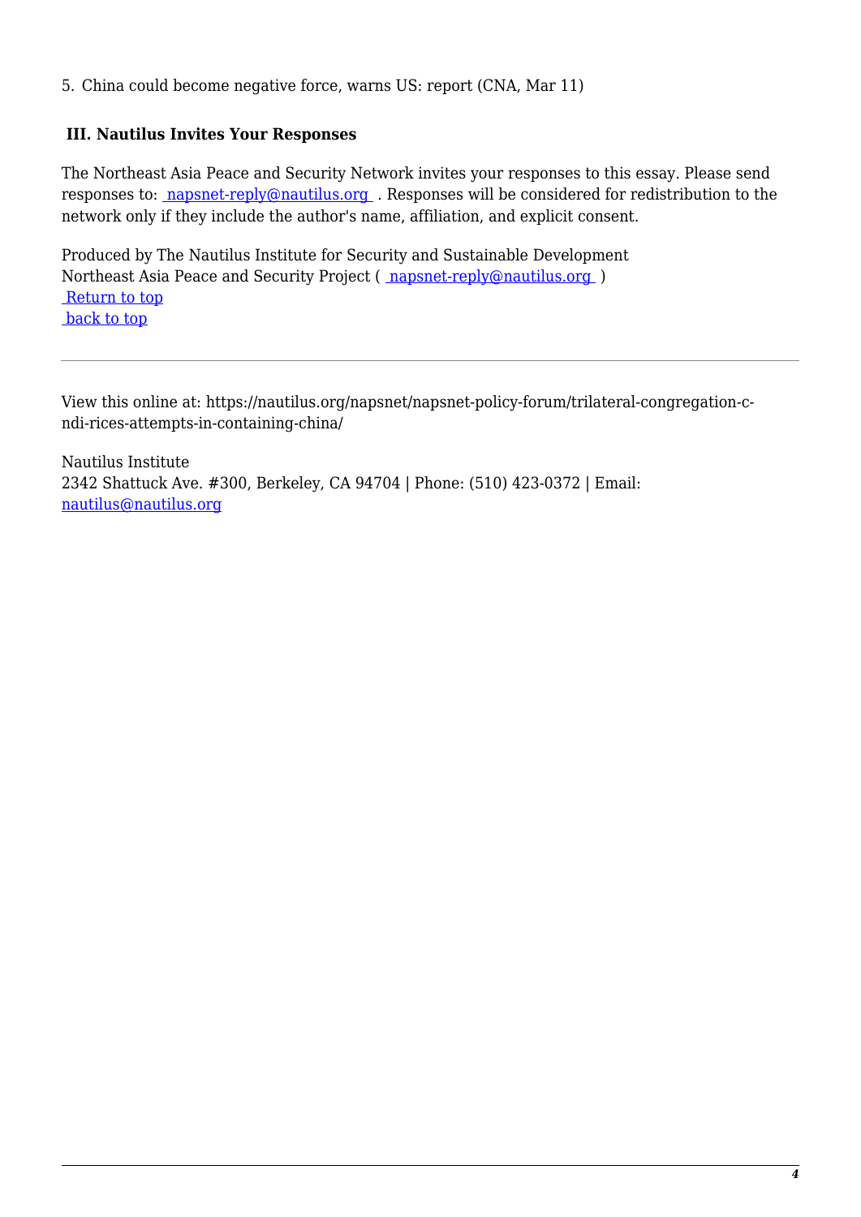5. China could become negative force, warns US: report (CNA, Mar 11)

### III. Nautilus Invites Your Responses

The Northeast Asia Peace and Security Network invites your responses to this essay. Please send responses to: napsnet-reply@nautilus.org . Responses will be considered for redistribution to the network only if they include the author's name, affiliation, and explicit consent.

Produced by The Nautilus Institute for Security and Sustainable Development
Northeast Asia Peace and Security Project ( napsnet-reply@nautilus.org )
Return to top
back to top

---

View this online at: https://nautilus.org/napsnet/napsnet-policy-forum/trilateral-congregation-c-ndi-rices-attempts-in-containing-china/

Nautilus Institute
2342 Shattuck Ave. #300, Berkeley, CA 94704 | Phone: (510) 423-0372 | Email: nautilus@nautilus.org